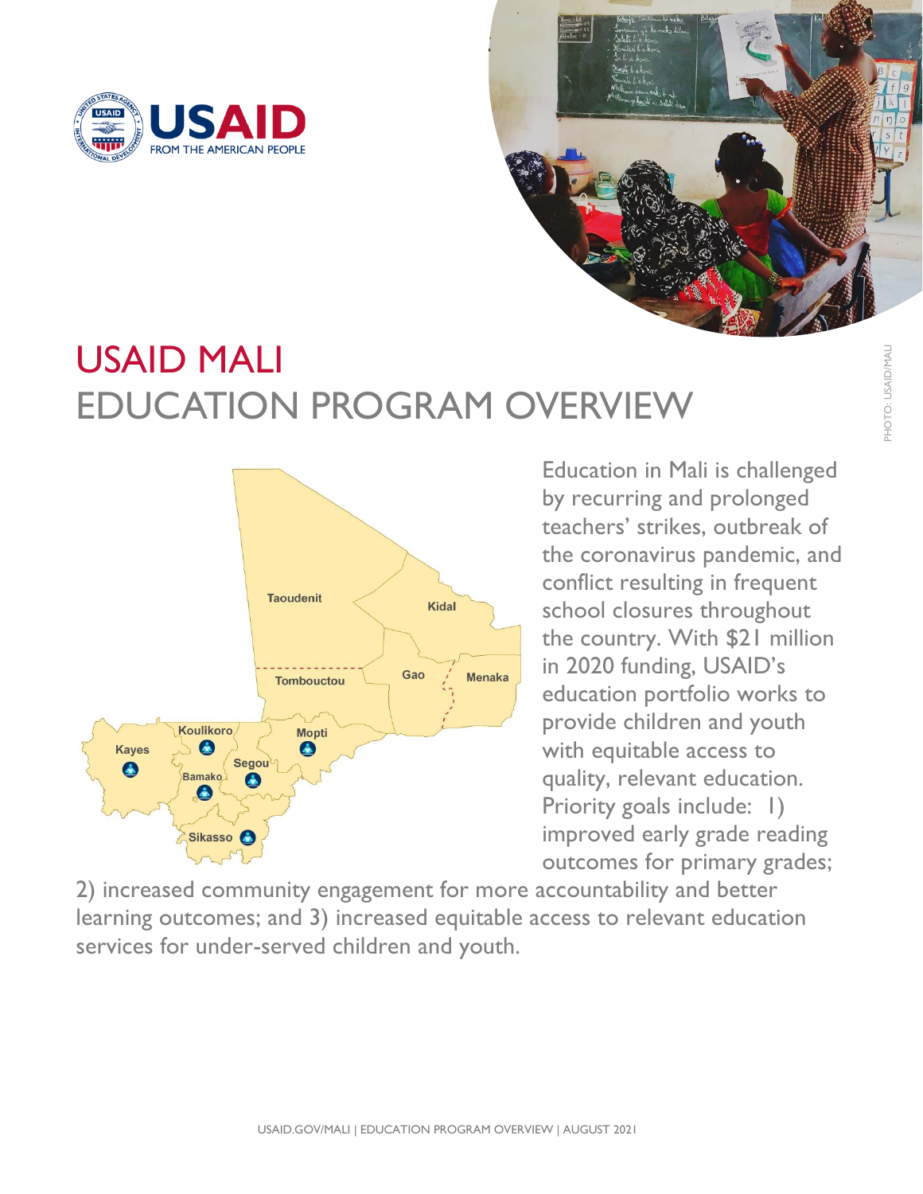# USAID MALI
## EDUCATION PROGRAM OVERVIEW

Education in Mali is challenged by recurring and prolonged teachers' strikes, outbreak of the coronavirus pandemic, and conflict resulting in frequent school closures throughout the country. With $21 million in 2020 funding, USAID's education portfolio works to provide children and youth with equitable access to quality, relevant education. Priority goals include: 1) improved early grade reading outcomes for primary grades; 2) increased community engagement for more accountability and better learning outcomes; and 3) increased equitable access to relevant education services for under-served children and youth.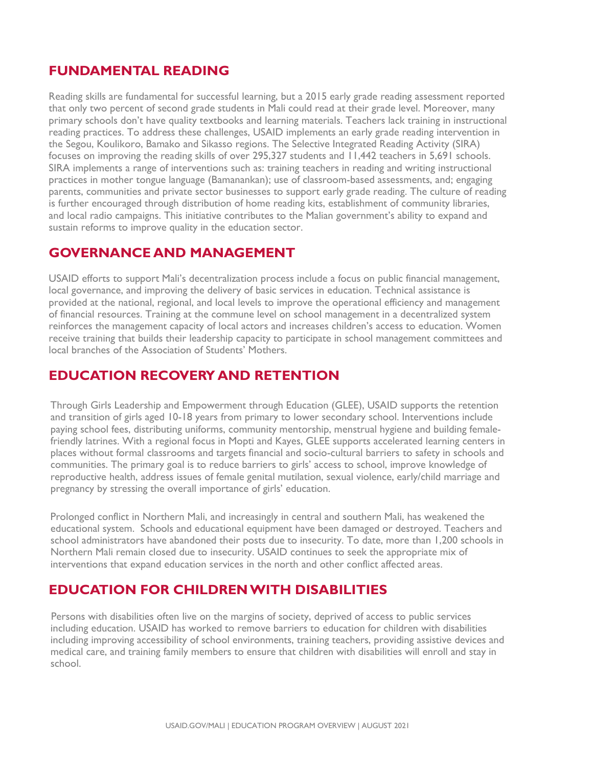## FUNDAMENTAL READING

Reading skills are fundamental for successful learning, but a 2015 early grade reading assessment reported that only two percent of second grade students in Mali could read at their grade level. Moreover, many primary schools don't have quality textbooks and learning materials. Teachers lack training in instructional reading practices. To address these challenges, USAID implements an early grade reading intervention in the Segou, Koulikoro, Bamako and Sikasso regions. The Selective Integrated Reading Activity (SIRA) focuses on improving the reading skills of over 295,327 students and 11,442 teachers in 5,691 schools. SIRA implements a range of interventions such as: training teachers in reading and writing instructional practices in mother tongue language (Bamanankan); use of classroom-based assessments, and; engaging parents, communities and private sector businesses to support early grade reading. The culture of reading is further encouraged through distribution of home reading kits, establishment of community libraries, and local radio campaigns. This initiative contributes to the Malian government's ability to expand and sustain reforms to improve quality in the education sector.

## GOVERNANCE AND MANAGEMENT

USAID efforts to support Mali's decentralization process include a focus on public financial management, local governance, and improving the delivery of basic services in education. Technical assistance is provided at the national, regional, and local levels to improve the operational efficiency and management of financial resources. Training at the commune level on school management in a decentralized system reinforces the management capacity of local actors and increases children's access to education. Women receive training that builds their leadership capacity to participate in school management committees and local branches of the Association of Students' Mothers.

## EDUCATION RECOVERY AND RETENTION

Through Girls Leadership and Empowerment through Education (GLEE), USAID supports the retention and transition of girls aged 10-18 years from primary to lower secondary school. Interventions include paying school fees, distributing uniforms, community mentorship, menstrual hygiene and building female-friendly latrines. With a regional focus in Mopti and Kayes, GLEE supports accelerated learning centers in places without formal classrooms and targets financial and socio-cultural barriers to safety in schools and communities. The primary goal is to reduce barriers to girls' access to school, improve knowledge of reproductive health, address issues of female genital mutilation, sexual violence, early/child marriage and pregnancy by stressing the overall importance of girls' education.

Prolonged conflict in Northern Mali, and increasingly in central and southern Mali, has weakened the educational system. Schools and educational equipment have been damaged or destroyed. Teachers and school administrators have abandoned their posts due to insecurity. To date, more than 1,200 schools in Northern Mali remain closed due to insecurity. USAID continues to seek the appropriate mix of interventions that expand education services in the north and other conflict affected areas.

## EDUCATION FOR CHILDREN WITH DISABILITIES

Persons with disabilities often live on the margins of society, deprived of access to public services including education. USAID has worked to remove barriers to education for children with disabilities including improving accessibility of school environments, training teachers, providing assistive devices and medical care, and training family members to ensure that children with disabilities will enroll and stay in school.